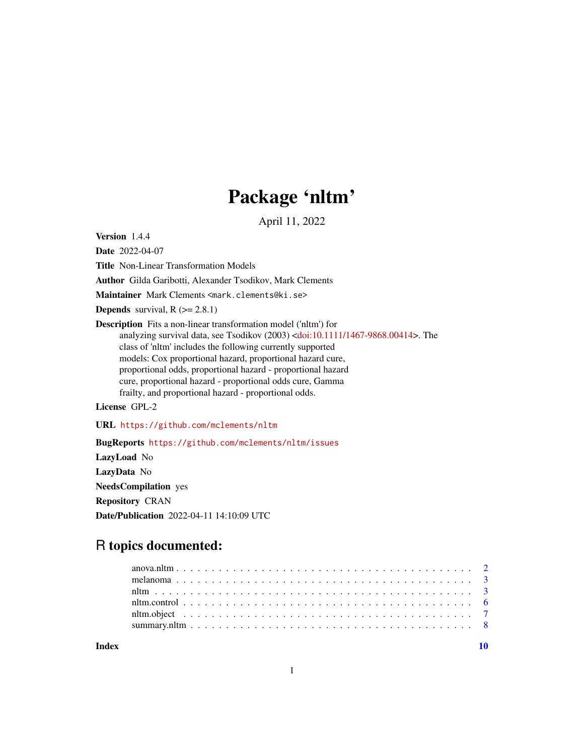# Package 'nltm'

April 11, 2022

**Version** 1.4.4

**Date** 2022-04-07

**Title** Non-Linear Transformation Models

**Author** Gilda Garibotti, Alexander Tsodikov, Mark Clements

**Maintainer** Mark Clements <mark.clements@ki.se>

**Depends** survival, R (>= 2.8.1)

**Description** Fits a non-linear transformation model ('nltm') for analyzing survival data, see Tsodikov (2003) <doi:10.1111/1467-9868.00414>. The class of 'nltm' includes the following currently supported models: Cox proportional hazard, proportional hazard cure, proportional odds, proportional hazard - proportional hazard cure, proportional hazard - proportional odds cure, Gamma frailty, and proportional hazard - proportional odds.

**License** GPL-2

**URL** https://github.com/mclements/nltm

**BugReports** https://github.com/mclements/nltm/issues

**LazyLoad** No

**LazyData** No

**NeedsCompilation** yes

**Repository** CRAN

**Date/Publication** 2022-04-11 14:10:09 UTC

## R topics documented:

| | |
|---|---|
| anova.nltm | 2 |
| melanoma | 3 |
| nltm | 3 |
| nltm.control | 6 |
| nltm.object | 7 |
| summary.nltm | 8 |
| **Index** | **10** |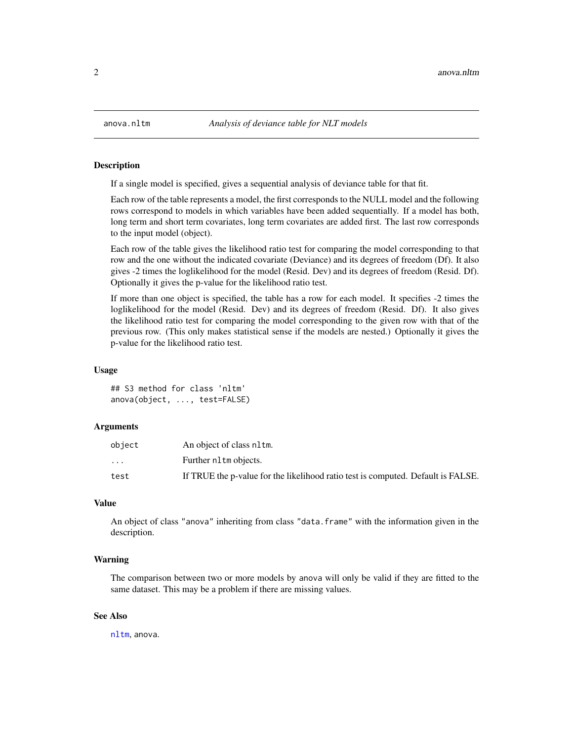anova.nltm *Analysis of deviance table for NLT models*

## Description

If a single model is specified, gives a sequential analysis of deviance table for that fit.

Each row of the table represents a model, the first corresponds to the NULL model and the following rows correspond to models in which variables have been added sequentially. If a model has both, long term and short term covariates, long term covariates are added first. The last row corresponds to the input model (object).

Each row of the table gives the likelihood ratio test for comparing the model corresponding to that row and the one without the indicated covariate (Deviance) and its degrees of freedom (Df). It also gives -2 times the loglikelihood for the model (Resid. Dev) and its degrees of freedom (Resid. Df). Optionally it gives the p-value for the likelihood ratio test.

If more than one object is specified, the table has a row for each model. It specifies -2 times the loglikelihood for the model (Resid. Dev) and its degrees of freedom (Resid. Df). It also gives the likelihood ratio test for comparing the model corresponding to the given row with that of the previous row. (This only makes statistical sense if the models are nested.) Optionally it gives the p-value for the likelihood ratio test.

## Usage

```
## S3 method for class 'nltm'
anova(object, ..., test=FALSE)
```

## Arguments

| | |
|---|---|
| object | An object of class nltm. |
| ... | Further nltm objects. |
| test | If TRUE the p-value for the likelihood ratio test is computed. Default is FALSE. |

## Value

An object of class "anova" inheriting from class "data.frame" with the information given in the description.

## Warning

The comparison between two or more models by anova will only be valid if they are fitted to the same dataset. This may be a problem if there are missing values.

## See Also

nltm, anova.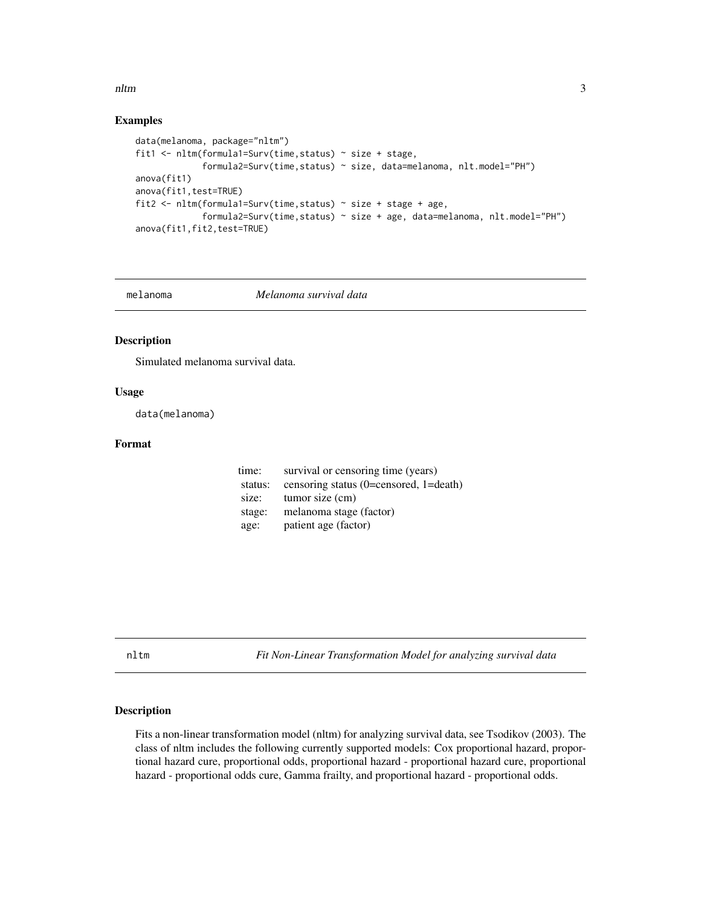## Examples

```
data(melanoma, package="nltm")
fit1 <- nltm(formula1=Surv(time,status) ~ size + stage,
             formula2=Surv(time,status) ~ size, data=melanoma, nlt.model="PH")
anova(fit1)
anova(fit1,test=TRUE)
fit2 <- nltm(formula1=Surv(time,status) ~ size + stage + age,
             formula2=Surv(time,status) ~ size + age, data=melanoma, nlt.model="PH")
anova(fit1,fit2,test=TRUE)
```

---

# melanoma — *Melanoma survival data*

## Description

Simulated melanoma survival data.

## Usage

```
data(melanoma)
```

## Format

| | |
|---|---|
| time: | survival or censoring time (years) |
| status: | censoring status (0=censored, 1=death) |
| size: | tumor size (cm) |
| stage: | melanoma stage (factor) |
| age: | patient age (factor) |

---

# nltm — *Fit Non-Linear Transformation Model for analyzing survival data*

## Description

Fits a non-linear transformation model (nltm) for analyzing survival data, see Tsodikov (2003). The class of nltm includes the following currently supported models: Cox proportional hazard, proportional hazard cure, proportional odds, proportional hazard - proportional hazard cure, proportional hazard - proportional odds cure, Gamma frailty, and proportional hazard - proportional odds.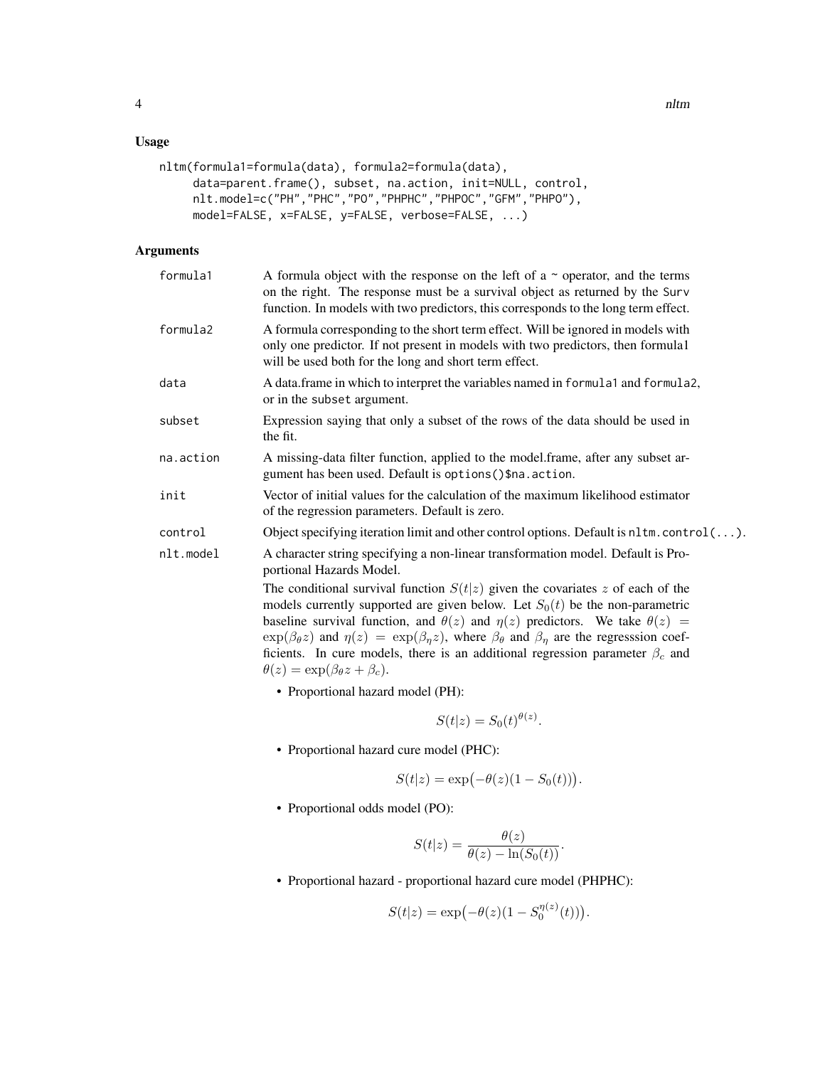## Usage

```
nltm(formula1=formula(data), formula2=formula(data),
     data=parent.frame(), subset, na.action, init=NULL, control,
     nlt.model=c("PH","PHC","PO","PHPHC","PHPOC","GFM","PHPO"),
     model=FALSE, x=FALSE, y=FALSE, verbose=FALSE, ...)
```

## Arguments

`formula1` A formula object with the response on the left of a ~ operator, and the terms on the right. The response must be a survival object as returned by the `Surv` function. In models with two predictors, this corresponds to the long term effect.

`formula2` A formula corresponding to the short term effect. Will be ignored in models with only one predictor. If not present in models with two predictors, then formula1 will be used both for the long and short term effect.

`data` A data.frame in which to interpret the variables named in `formula1` and `formula2`, or in the `subset` argument.

`subset` Expression saying that only a subset of the rows of the data should be used in the fit.

`na.action` A missing-data filter function, applied to the model.frame, after any subset argument has been used. Default is `options()$na.action`.

`init` Vector of initial values for the calculation of the maximum likelihood estimator of the regression parameters. Default is zero.

`control` Object specifying iteration limit and other control options. Default is `nltm.control(...)`.

`nlt.model` A character string specifying a non-linear transformation model. Default is Proportional Hazards Model.

The conditional survival function $S(t|z)$ given the covariates $z$ of each of the models currently supported are given below. Let $S_0(t)$ be the non-parametric baseline survival function, and $\theta(z)$ and $\eta(z)$ predictors. We take $\theta(z) = \exp(\beta_\theta z)$ and $\eta(z) = \exp(\beta_\eta z)$, where $\beta_\theta$ and $\beta_\eta$ are the regresssion coefficients. In cure models, there is an additional regression parameter $\beta_c$ and $\theta(z) = \exp(\beta_\theta z + \beta_c)$.

- Proportional hazard model (PH):

$$S(t|z) = S_0(t)^{\theta(z)}.$$

- Proportional hazard cure model (PHC):

$$S(t|z) = \exp\big(-\theta(z)(1 - S_0(t))\big).$$

- Proportional odds model (PO):

$$S(t|z) = \frac{\theta(z)}{\theta(z) - \ln(S_0(t))}.$$

- Proportional hazard - proportional hazard cure model (PHPHC):

$$S(t|z) = \exp\big(-\theta(z)(1 - S_0^{\eta(z)}(t))\big).$$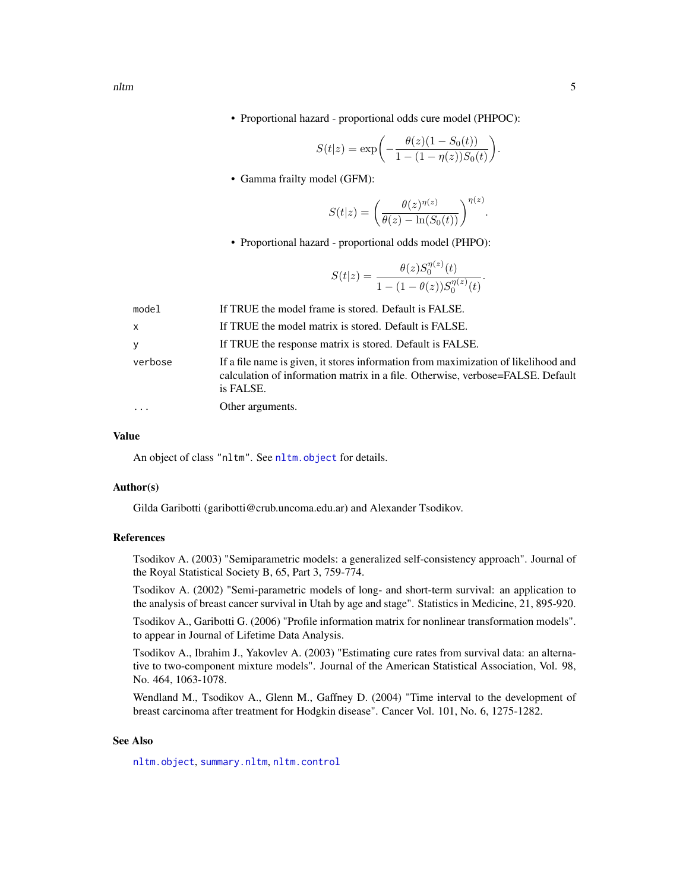- Proportional hazard - proportional odds cure model (PHPOC):

$$S(t|z) = \exp\left(-\frac{\theta(z)(1 - S_0(t))}{1 - (1 - \eta(z))S_0(t)}\right).$$

- Gamma frailty model (GFM):

$$S(t|z) = \left(\frac{\theta(z)^{\eta(z)}}{\theta(z) - \ln(S_0(t))}\right)^{\eta(z)}.$$

- Proportional hazard - proportional odds model (PHPO):

$$S(t|z) = \frac{\theta(z)S_0^{\eta(z)}(t)}{1 - (1 - \theta(z))S_0^{\eta(z)}(t)}.$$

| | |
|---|---|
| `model` | If TRUE the model frame is stored. Default is FALSE. |
| `x` | If TRUE the model matrix is stored. Default is FALSE. |
| `y` | If TRUE the response matrix is stored. Default is FALSE. |
| `verbose` | If a file name is given, it stores information from maximization of likelihood and calculation of information matrix in a file. Otherwise, verbose=FALSE. Default is FALSE. |
| `...` | Other arguments. |

## Value

An object of class "nltm". See `nltm.object` for details.

## Author(s)

Gilda Garibotti (garibotti@crub.uncoma.edu.ar) and Alexander Tsodikov.

## References

Tsodikov A. (2003) "Semiparametric models: a generalized self-consistency approach". Journal of the Royal Statistical Society B, 65, Part 3, 759-774.

Tsodikov A. (2002) "Semi-parametric models of long- and short-term survival: an application to the analysis of breast cancer survival in Utah by age and stage". Statistics in Medicine, 21, 895-920.

Tsodikov A., Garibotti G. (2006) "Profile information matrix for nonlinear transformation models". to appear in Journal of Lifetime Data Analysis.

Tsodikov A., Ibrahim J., Yakovlev A. (2003) "Estimating cure rates from survival data: an alternative to two-component mixture models". Journal of the American Statistical Association, Vol. 98, No. 464, 1063-1078.

Wendland M., Tsodikov A., Glenn M., Gaffney D. (2004) "Time interval to the development of breast carcinoma after treatment for Hodgkin disease". Cancer Vol. 101, No. 6, 1275-1282.

## See Also

`nltm.object`, `summary.nltm`, `nltm.control`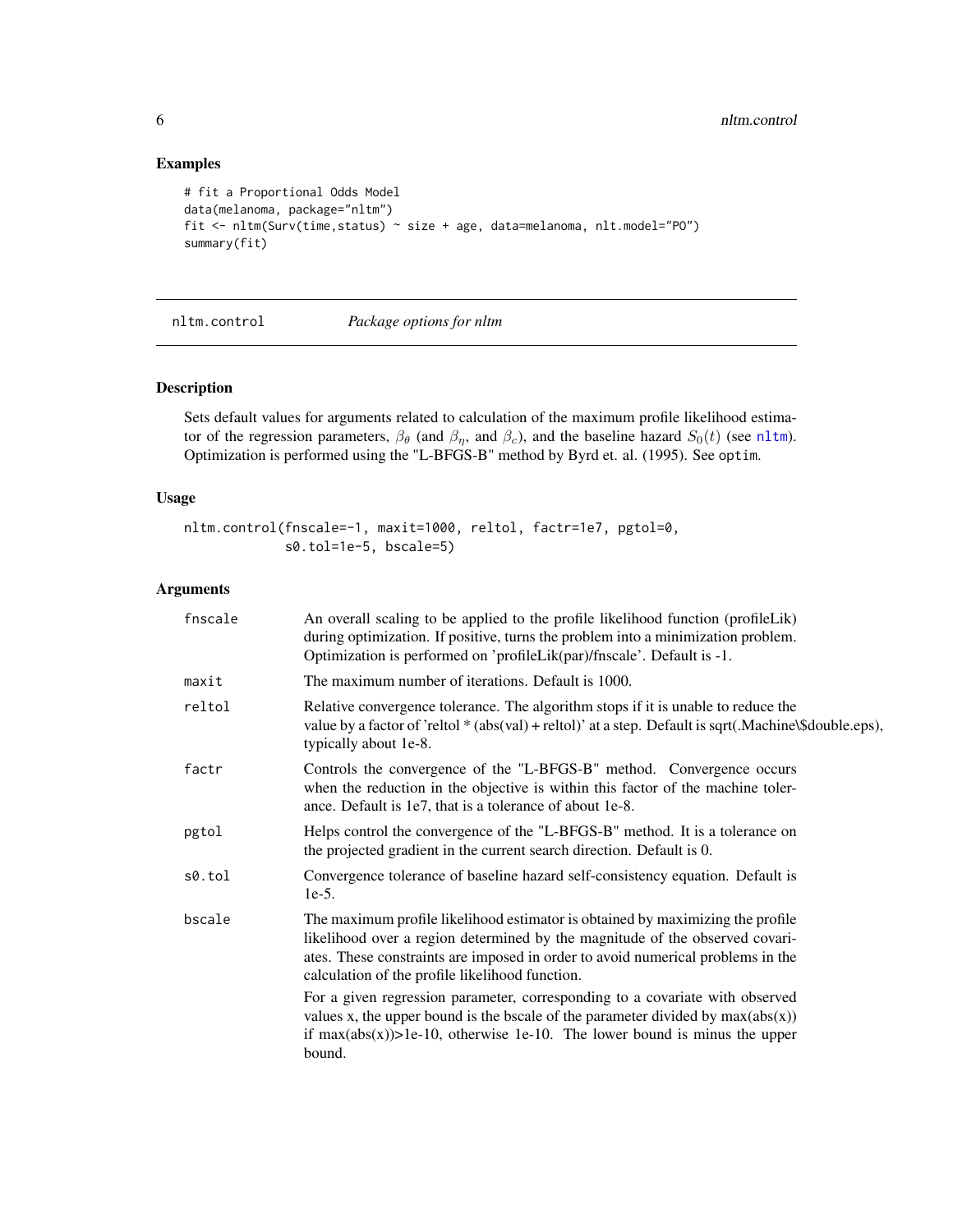## Examples

```
# fit a Proportional Odds Model
data(melanoma, package="nltm")
fit <- nltm(Surv(time,status) ~ size + age, data=melanoma, nlt.model="PO")
summary(fit)
```

---

nltm.control &nbsp;&nbsp;&nbsp;&nbsp; *Package options for nltm*

---

## Description

Sets default values for arguments related to calculation of the maximum profile likelihood estimator of the regression parameters, $\beta_\theta$ (and $\beta_\eta$, and $\beta_c$), and the baseline hazard $S_0(t)$ (see nltm). Optimization is performed using the "L-BFGS-B" method by Byrd et. al. (1995). See optim.

## Usage

```
nltm.control(fnscale=-1, maxit=1000, reltol, factr=1e7, pgtol=0,
             s0.tol=1e-5, bscale=5)
```

## Arguments

| | |
|---|---|
| fnscale | An overall scaling to be applied to the profile likelihood function (profileLik) during optimization. If positive, turns the problem into a minimization problem. Optimization is performed on 'profileLik(par)/fnscale'. Default is -1. |
| maxit | The maximum number of iterations. Default is 1000. |
| reltol | Relative convergence tolerance. The algorithm stops if it is unable to reduce the value by a factor of 'reltol * (abs(val) + reltol)' at a step. Default is sqrt(.Machine\$double.eps), typically about 1e-8. |
| factr | Controls the convergence of the "L-BFGS-B" method. Convergence occurs when the reduction in the objective is within this factor of the machine tolerance. Default is 1e7, that is a tolerance of about 1e-8. |
| pgtol | Helps control the convergence of the "L-BFGS-B" method. It is a tolerance on the projected gradient in the current search direction. Default is 0. |
| s0.tol | Convergence tolerance of baseline hazard self-consistency equation. Default is 1e-5. |
| bscale | The maximum profile likelihood estimator is obtained by maximizing the profile likelihood over a region determined by the magnitude of the observed covariates. These constraints are imposed in order to avoid numerical problems in the calculation of the profile likelihood function. For a given regression parameter, corresponding to a covariate with observed values x, the upper bound is the bscale of the parameter divided by max(abs(x)) if max(abs(x))>1e-10, otherwise 1e-10. The lower bound is minus the upper bound. |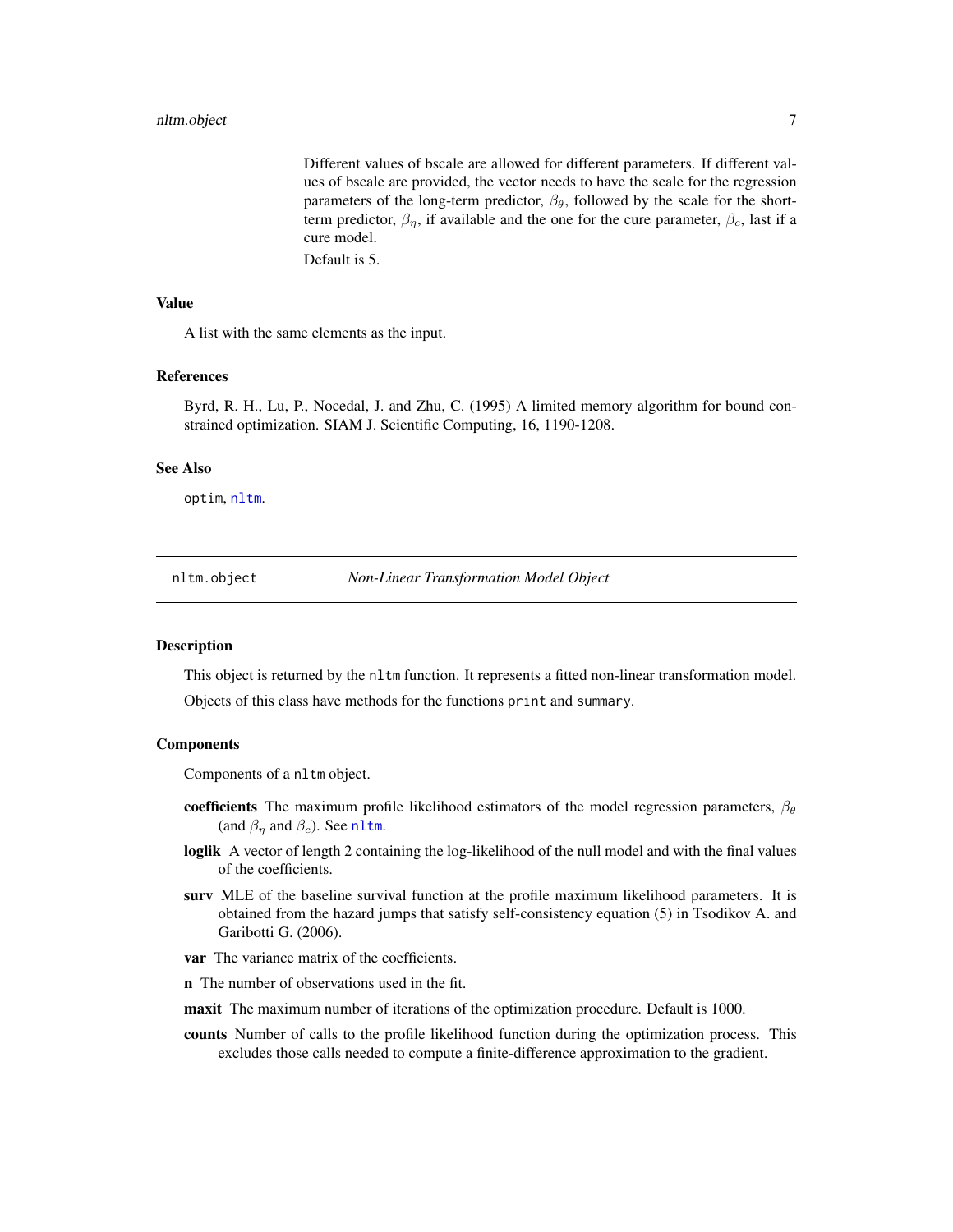Different values of bscale are allowed for different parameters. If different values of bscale are provided, the vector needs to have the scale for the regression parameters of the long-term predictor, $\beta_\theta$, followed by the scale for the short-term predictor, $\beta_\eta$, if available and the one for the cure parameter, $\beta_c$, last if a cure model.

Default is 5.

## Value

A list with the same elements as the input.

## References

Byrd, R. H., Lu, P., Nocedal, J. and Zhu, C. (1995) A limited memory algorithm for bound constrained optimization. SIAM J. Scientific Computing, 16, 1190-1208.

## See Also

optim, nltm.

---

# nltm.object — *Non-Linear Transformation Model Object*

## Description

This object is returned by the nltm function. It represents a fitted non-linear transformation model.

Objects of this class have methods for the functions print and summary.

## Components

Components of a nltm object.

**coefficients** The maximum profile likelihood estimators of the model regression parameters, $\beta_\theta$ (and $\beta_\eta$ and $\beta_c$). See nltm.

**loglik** A vector of length 2 containing the log-likelihood of the null model and with the final values of the coefficients.

**surv** MLE of the baseline survival function at the profile maximum likelihood parameters. It is obtained from the hazard jumps that satisfy self-consistency equation (5) in Tsodikov A. and Garibotti G. (2006).

**var** The variance matrix of the coefficients.

**n** The number of observations used in the fit.

**maxit** The maximum number of iterations of the optimization procedure. Default is 1000.

**counts** Number of calls to the profile likelihood function during the optimization process. This excludes those calls needed to compute a finite-difference approximation to the gradient.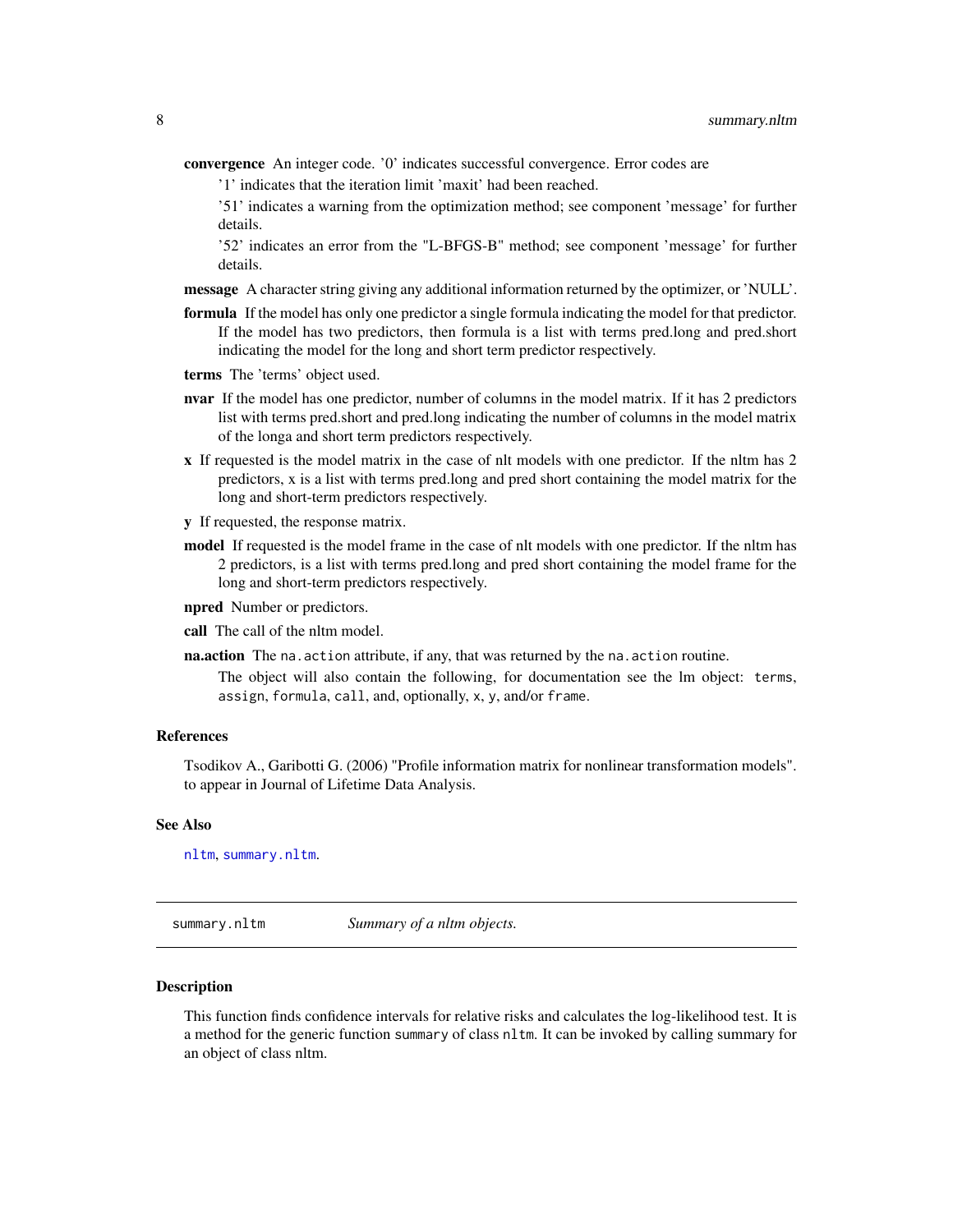**convergence** An integer code. '0' indicates successful convergence. Error codes are

'1' indicates that the iteration limit 'maxit' had been reached.

'51' indicates a warning from the optimization method; see component 'message' for further details.

'52' indicates an error from the "L-BFGS-B" method; see component 'message' for further details.

**message** A character string giving any additional information returned by the optimizer, or 'NULL'.

**formula** If the model has only one predictor a single formula indicating the model for that predictor. If the model has two predictors, then formula is a list with terms pred.long and pred.short indicating the model for the long and short term predictor respectively.

**terms** The 'terms' object used.

**nvar** If the model has one predictor, number of columns in the model matrix. If it has 2 predictors list with terms pred.short and pred.long indicating the number of columns in the model matrix of the longa and short term predictors respectively.

**x** If requested is the model matrix in the case of nlt models with one predictor. If the nltm has 2 predictors, x is a list with terms pred.long and pred short containing the model matrix for the long and short-term predictors respectively.

**y** If requested, the response matrix.

**model** If requested is the model frame in the case of nlt models with one predictor. If the nltm has 2 predictors, is a list with terms pred.long and pred short containing the model frame for the long and short-term predictors respectively.

**npred** Number or predictors.

**call** The call of the nltm model.

**na.action** The `na.action` attribute, if any, that was returned by the `na.action` routine.

The object will also contain the following, for documentation see the lm object: `terms`, `assign`, `formula`, `call`, and, optionally, `x`, `y`, and/or `frame`.

### References

Tsodikov A., Garibotti G. (2006) "Profile information matrix for nonlinear transformation models". to appear in Journal of Lifetime Data Analysis.

### See Also

`nltm`, `summary.nltm`.

---

## summary.nltm — *Summary of a nltm objects.*

---

### Description

This function finds confidence intervals for relative risks and calculates the log-likelihood test. It is a method for the generic function `summary` of class `nltm`. It can be invoked by calling summary for an object of class nltm.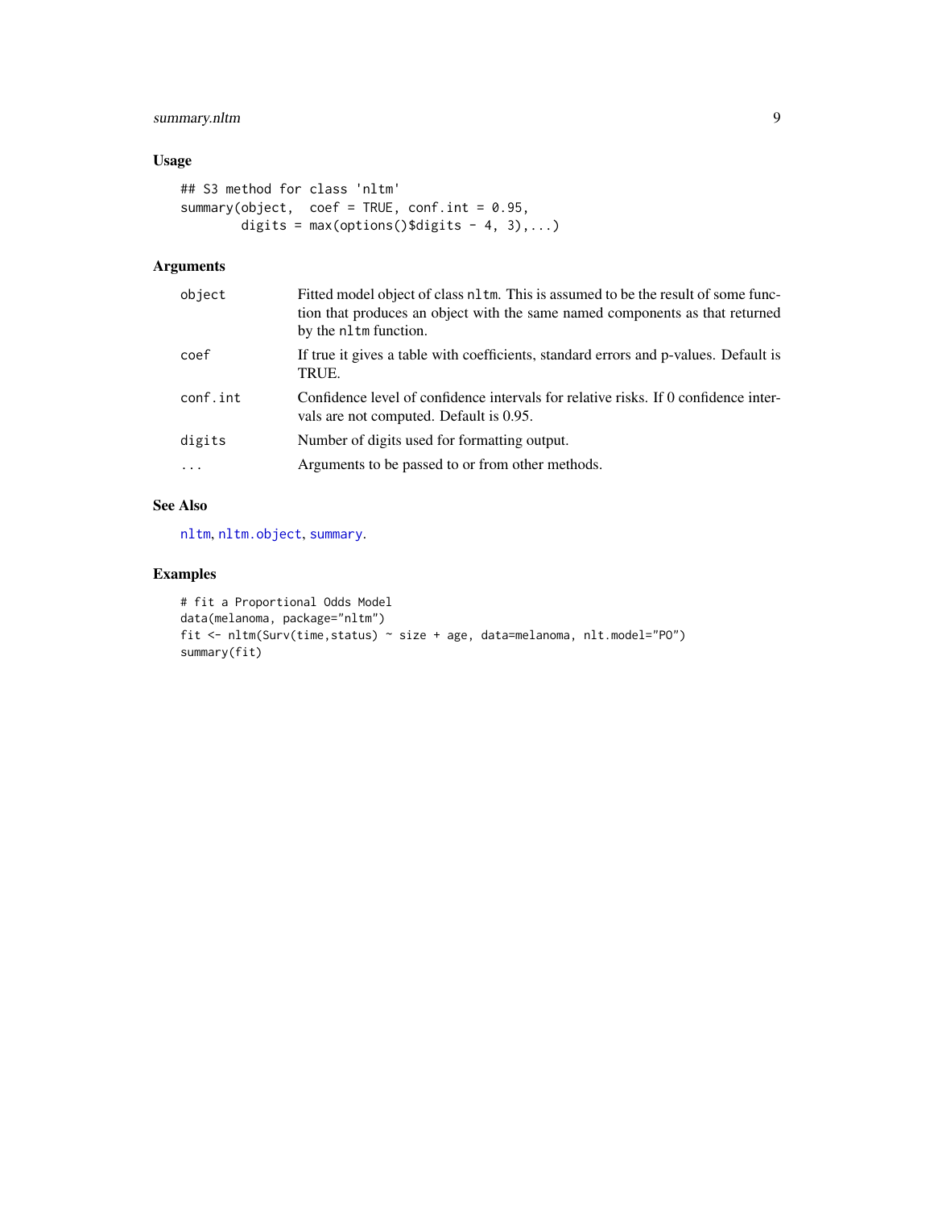### Usage

```
## S3 method for class 'nltm'
summary(object,  coef = TRUE, conf.int = 0.95,
        digits = max(options()$digits - 4, 3),...)
```

### Arguments

| | |
|---|---|
| object | Fitted model object of class `nltm`. This is assumed to be the result of some function that produces an object with the same named components as that returned by the `nltm` function. |
| coef | If true it gives a table with coefficients, standard errors and p-values. Default is TRUE. |
| conf.int | Confidence level of confidence intervals for relative risks. If 0 confidence intervals are not computed. Default is 0.95. |
| digits | Number of digits used for formatting output. |
| ... | Arguments to be passed to or from other methods. |

### See Also

`nltm`, `nltm.object`, `summary`.

### Examples

```
# fit a Proportional Odds Model
data(melanoma, package="nltm")
fit <- nltm(Surv(time,status) ~ size + age, data=melanoma, nlt.model="PO")
summary(fit)
```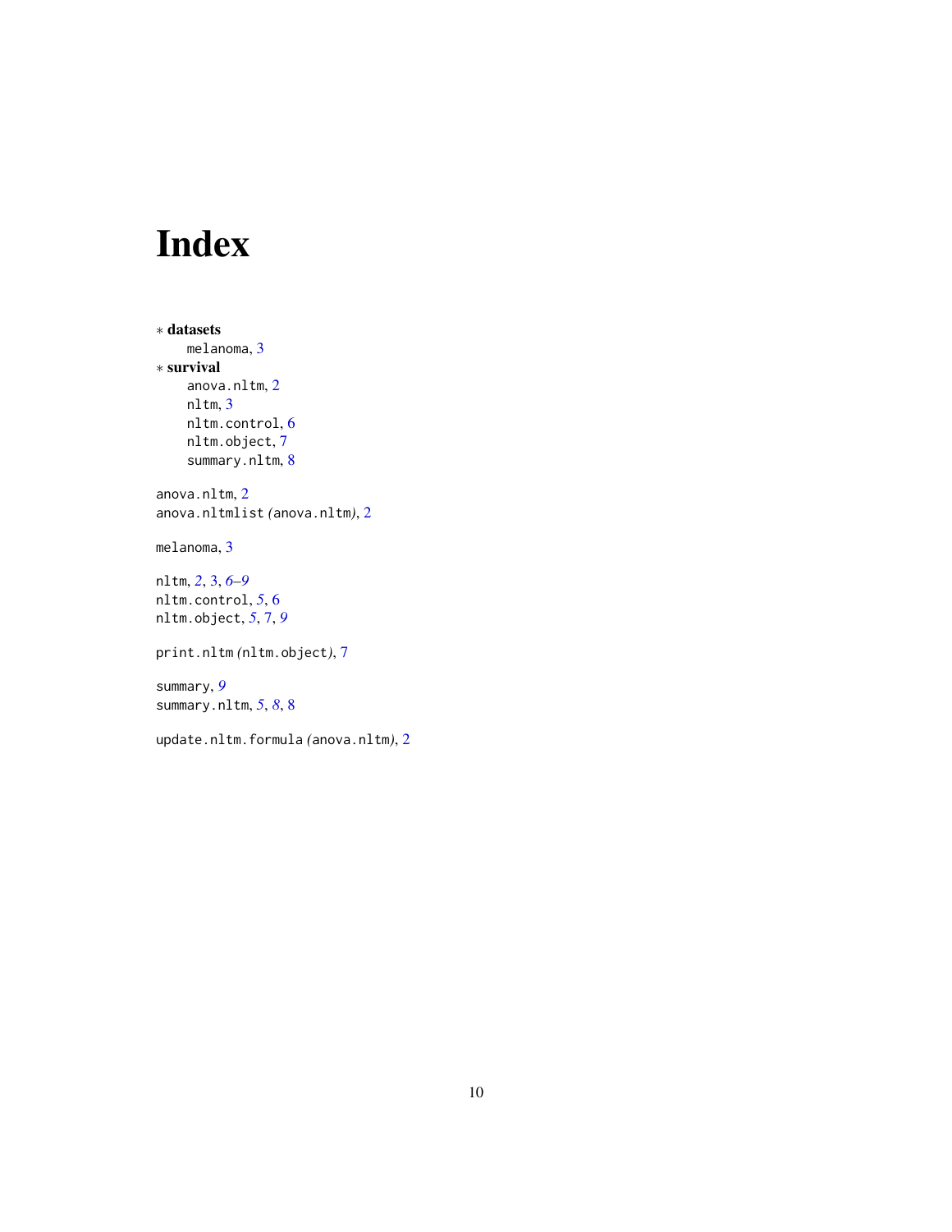# Index

∗ **datasets**
    melanoma, 3
∗ **survival**
    anova.nltm, 2
    nltm, 3
    nltm.control, 6
    nltm.object, 7
    summary.nltm, 8

anova.nltm, 2
anova.nltmlist *(*anova.nltm*)*, 2

melanoma, 3

nltm, *2*, 3, *6–9*
nltm.control, *5*, 6
nltm.object, *5*, 7, *9*

print.nltm *(*nltm.object*)*, 7

summary, *9*
summary.nltm, *5*, *8*, 8

update.nltm.formula *(*anova.nltm*)*, 2